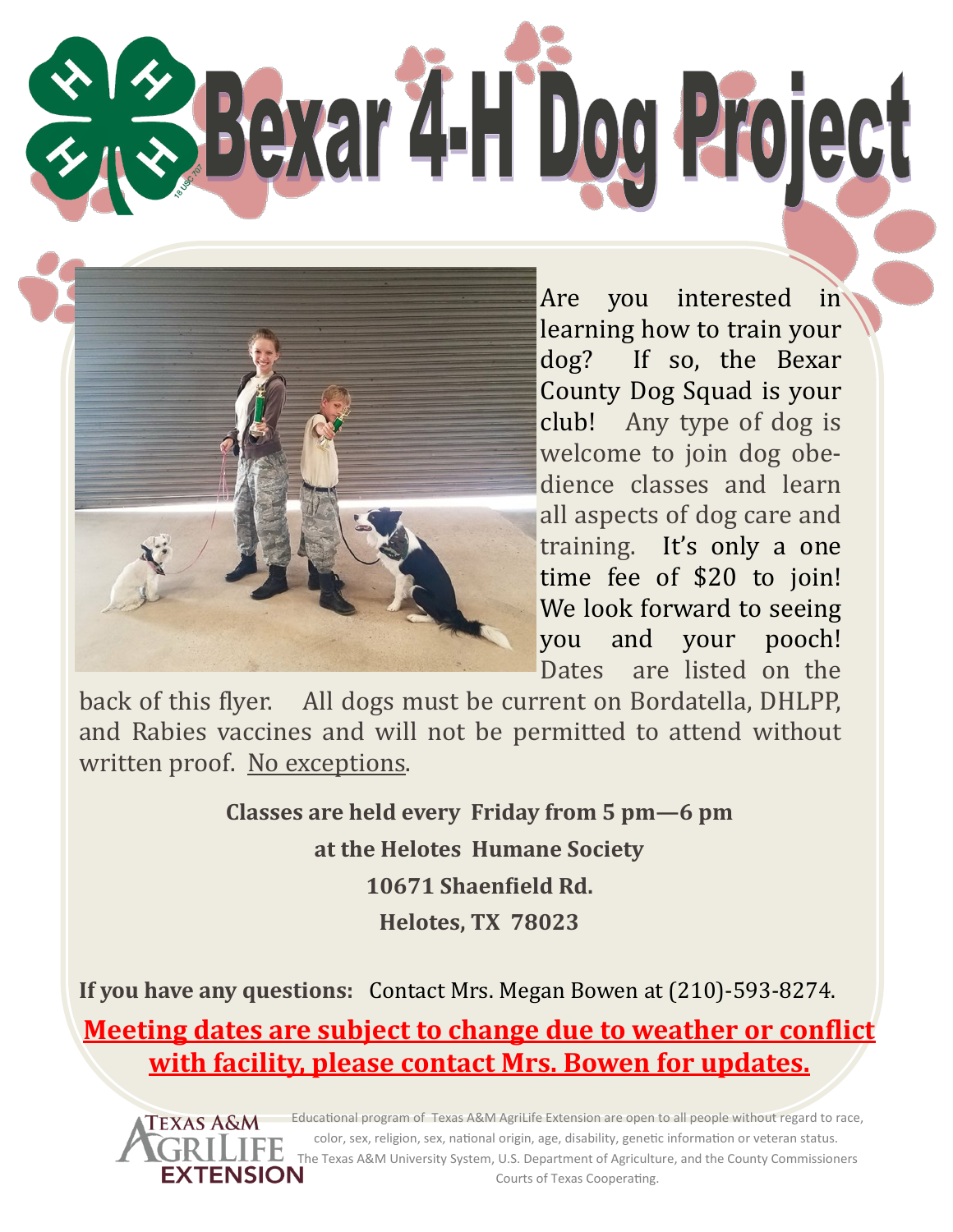# Bexar 4-H Dog Project

Are you interested in learning how to train your dog? If so, the Bexar County Dog Squad is your club! Any type of dog is welcome to join dog obedience classes and learn all aspects of dog care and training. It's only a one time fee of $20 to join! We look forward to seeing you and your pooch! Dates are listed on the back of this flyer. All dogs must be current on Bordatella, DHLPP, and Rabies vaccines and will not be permitted to attend without written proof. <u>No exceptions</u>.

**Classes are held every Friday from 5 pm—6 pm**

**at the Helotes Humane Society**

**10671 Shaenfield Rd.**

**Helotes, TX 78023**

**If you have any questions:** Contact Mrs. Megan Bowen at (210)-593-8274.

**<u>Meeting dates are subject to change due to weather or conflict with facility, please contact Mrs. Bowen for updates.</u>**

Texas A&M AgriLife Extension

Educational program of Texas A&M AgriLife Extension are open to all people without regard to race, color, sex, religion, sex, national origin, age, disability, genetic information or veteran status. The Texas A&M University System, U.S. Department of Agriculture, and the County Commissioners Courts of Texas Cooperating.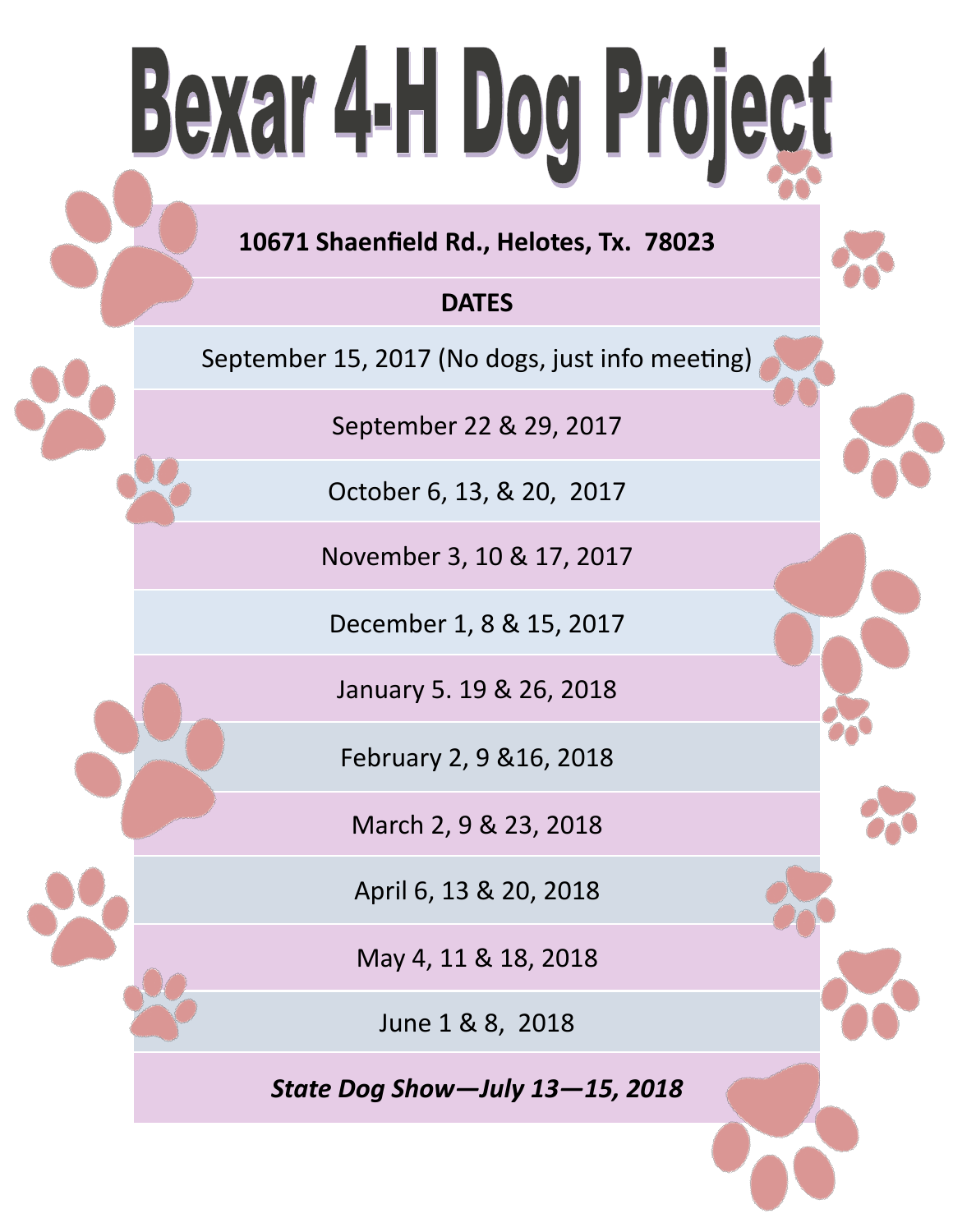# Bexar 4-H Dog Project

| |
|---|
| **10671 Shaenfield Rd., Helotes, Tx. 78023** |
| **DATES** |
| September 15, 2017 (No dogs, just info meeting) |
| September 22 & 29, 2017 |
| October 6, 13, & 20, 2017 |
| November 3, 10 & 17, 2017 |
| December 1, 8 & 15, 2017 |
| January 5. 19 & 26, 2018 |
| February 2, 9 &16, 2018 |
| March 2, 9 & 23, 2018 |
| April 6, 13 & 20, 2018 |
| May 4, 11 & 18, 2018 |
| June 1 & 8, 2018 |
| ***State Dog Show—July 13—15, 2018*** |